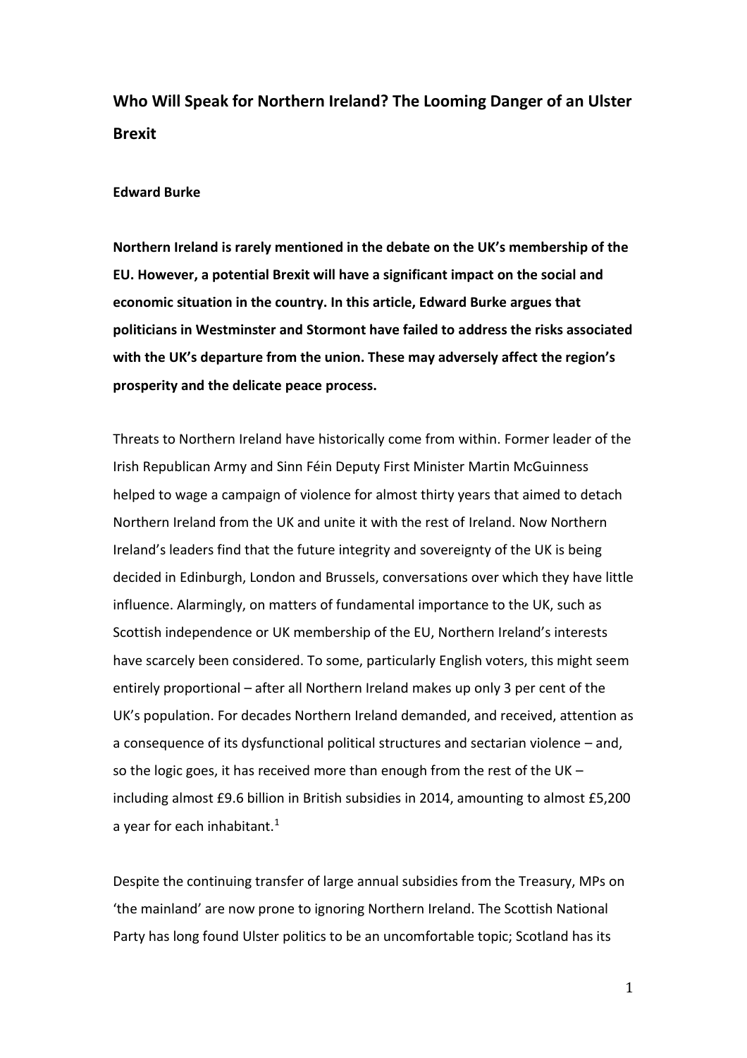# Who Will Speak for Northern Ireland? The Looming Danger of an Ulster Brexit

**Edward Burke**

**Northern Ireland is rarely mentioned in the debate on the UK's membership of the EU. However, a potential Brexit will have a significant impact on the social and economic situation in the country. In this article, Edward Burke argues that politicians in Westminster and Stormont have failed to address the risks associated with the UK's departure from the union. These may adversely affect the region's prosperity and the delicate peace process.**

Threats to Northern Ireland have historically come from within. Former leader of the Irish Republican Army and Sinn Féin Deputy First Minister Martin McGuinness helped to wage a campaign of violence for almost thirty years that aimed to detach Northern Ireland from the UK and unite it with the rest of Ireland. Now Northern Ireland's leaders find that the future integrity and sovereignty of the UK is being decided in Edinburgh, London and Brussels, conversations over which they have little influence. Alarmingly, on matters of fundamental importance to the UK, such as Scottish independence or UK membership of the EU, Northern Ireland's interests have scarcely been considered. To some, particularly English voters, this might seem entirely proportional – after all Northern Ireland makes up only 3 per cent of the UK's population. For decades Northern Ireland demanded, and received, attention as a consequence of its dysfunctional political structures and sectarian violence – and, so the logic goes, it has received more than enough from the rest of the UK – including almost £9.6 billion in British subsidies in 2014, amounting to almost £5,200 a year for each inhabitant.[1]

Despite the continuing transfer of large annual subsidies from the Treasury, MPs on 'the mainland' are now prone to ignoring Northern Ireland. The Scottish National Party has long found Ulster politics to be an uncomfortable topic; Scotland has its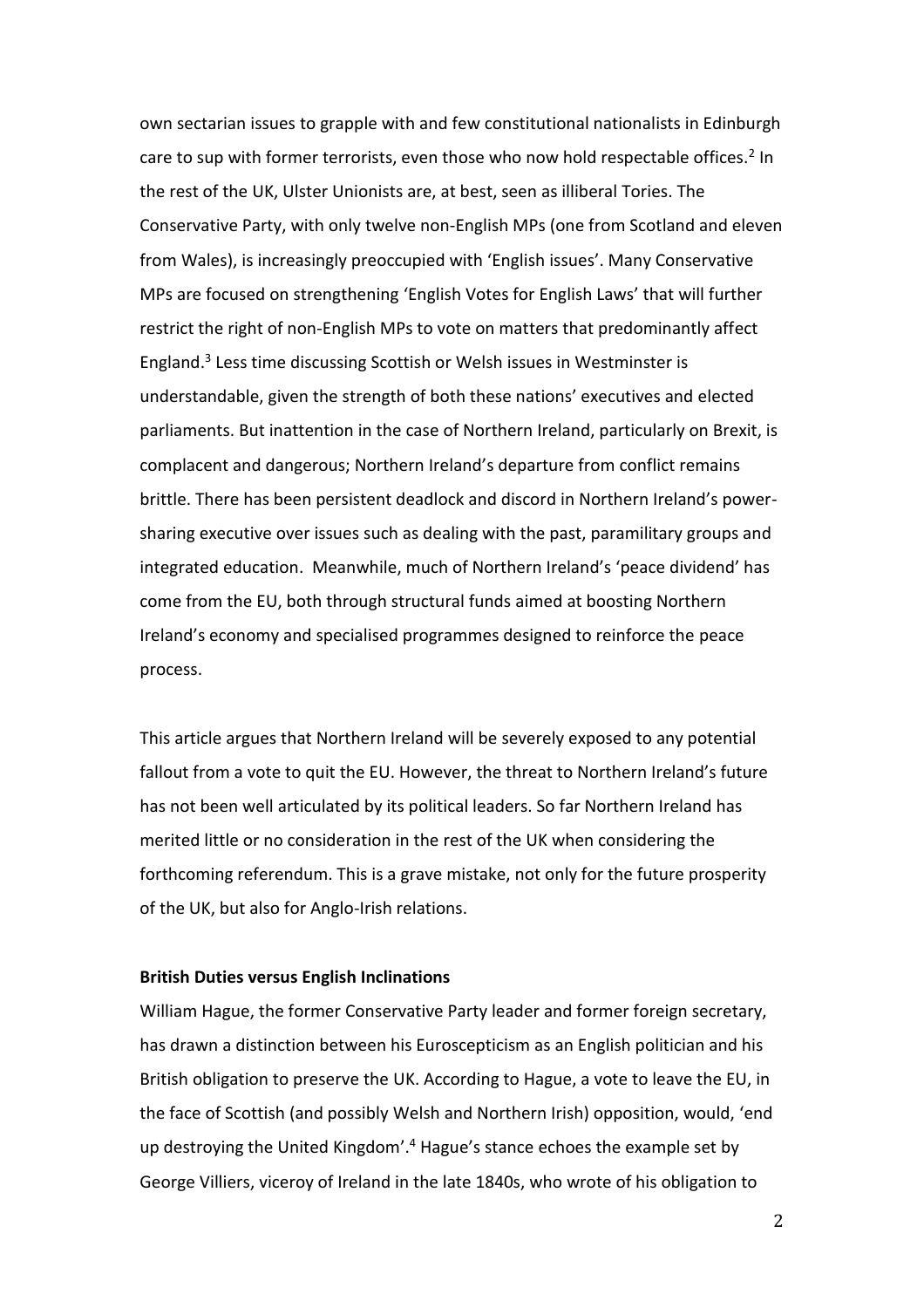own sectarian issues to grapple with and few constitutional nationalists in Edinburgh care to sup with former terrorists, even those who now hold respectable offices.[2] In the rest of the UK, Ulster Unionists are, at best, seen as illiberal Tories. The Conservative Party, with only twelve non-English MPs (one from Scotland and eleven from Wales), is increasingly preoccupied with 'English issues'. Many Conservative MPs are focused on strengthening 'English Votes for English Laws' that will further restrict the right of non-English MPs to vote on matters that predominantly affect England.[3] Less time discussing Scottish or Welsh issues in Westminster is understandable, given the strength of both these nations' executives and elected parliaments. But inattention in the case of Northern Ireland, particularly on Brexit, is complacent and dangerous; Northern Ireland's departure from conflict remains brittle. There has been persistent deadlock and discord in Northern Ireland's power-sharing executive over issues such as dealing with the past, paramilitary groups and integrated education. Meanwhile, much of Northern Ireland's 'peace dividend' has come from the EU, both through structural funds aimed at boosting Northern Ireland's economy and specialised programmes designed to reinforce the peace process.

This article argues that Northern Ireland will be severely exposed to any potential fallout from a vote to quit the EU. However, the threat to Northern Ireland's future has not been well articulated by its political leaders. So far Northern Ireland has merited little or no consideration in the rest of the UK when considering the forthcoming referendum. This is a grave mistake, not only for the future prosperity of the UK, but also for Anglo-Irish relations.

**British Duties versus English Inclinations**

William Hague, the former Conservative Party leader and former foreign secretary, has drawn a distinction between his Euroscepticism as an English politician and his British obligation to preserve the UK. According to Hague, a vote to leave the EU, in the face of Scottish (and possibly Welsh and Northern Irish) opposition, would, 'end up destroying the United Kingdom'.[4] Hague's stance echoes the example set by George Villiers, viceroy of Ireland in the late 1840s, who wrote of his obligation to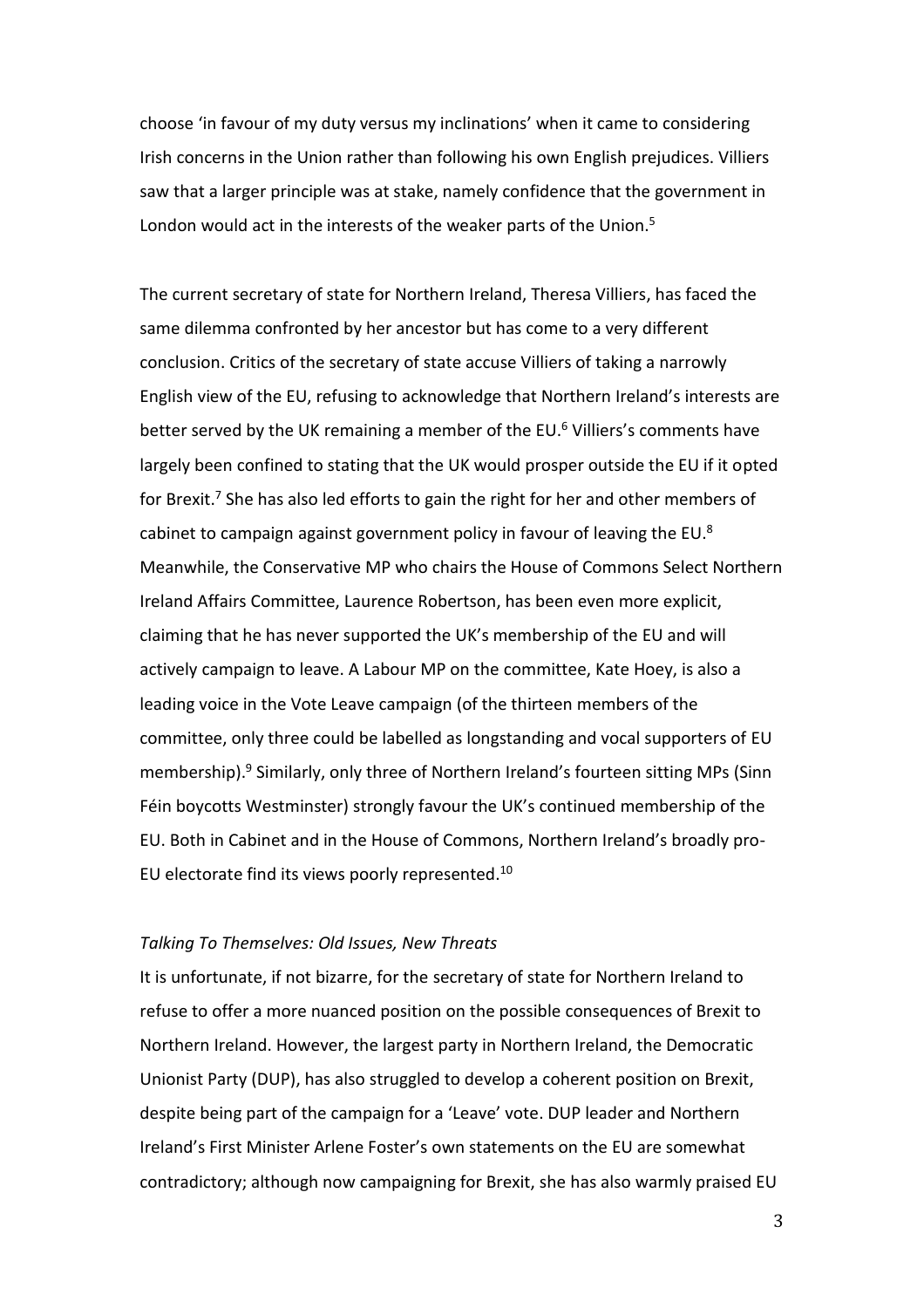choose 'in favour of my duty versus my inclinations' when it came to considering Irish concerns in the Union rather than following his own English prejudices. Villiers saw that a larger principle was at stake, namely confidence that the government in London would act in the interests of the weaker parts of the Union.[5]

The current secretary of state for Northern Ireland, Theresa Villiers, has faced the same dilemma confronted by her ancestor but has come to a very different conclusion. Critics of the secretary of state accuse Villiers of taking a narrowly English view of the EU, refusing to acknowledge that Northern Ireland's interests are better served by the UK remaining a member of the EU.[6] Villiers's comments have largely been confined to stating that the UK would prosper outside the EU if it opted for Brexit.[7] She has also led efforts to gain the right for her and other members of cabinet to campaign against government policy in favour of leaving the EU.[8] Meanwhile, the Conservative MP who chairs the House of Commons Select Northern Ireland Affairs Committee, Laurence Robertson, has been even more explicit, claiming that he has never supported the UK's membership of the EU and will actively campaign to leave. A Labour MP on the committee, Kate Hoey, is also a leading voice in the Vote Leave campaign (of the thirteen members of the committee, only three could be labelled as longstanding and vocal supporters of EU membership).[9] Similarly, only three of Northern Ireland's fourteen sitting MPs (Sinn Féin boycotts Westminster) strongly favour the UK's continued membership of the EU. Both in Cabinet and in the House of Commons, Northern Ireland's broadly pro-EU electorate find its views poorly represented.[10]

### *Talking To Themselves: Old Issues, New Threats*

It is unfortunate, if not bizarre, for the secretary of state for Northern Ireland to refuse to offer a more nuanced position on the possible consequences of Brexit to Northern Ireland. However, the largest party in Northern Ireland, the Democratic Unionist Party (DUP), has also struggled to develop a coherent position on Brexit, despite being part of the campaign for a 'Leave' vote. DUP leader and Northern Ireland's First Minister Arlene Foster's own statements on the EU are somewhat contradictory; although now campaigning for Brexit, she has also warmly praised EU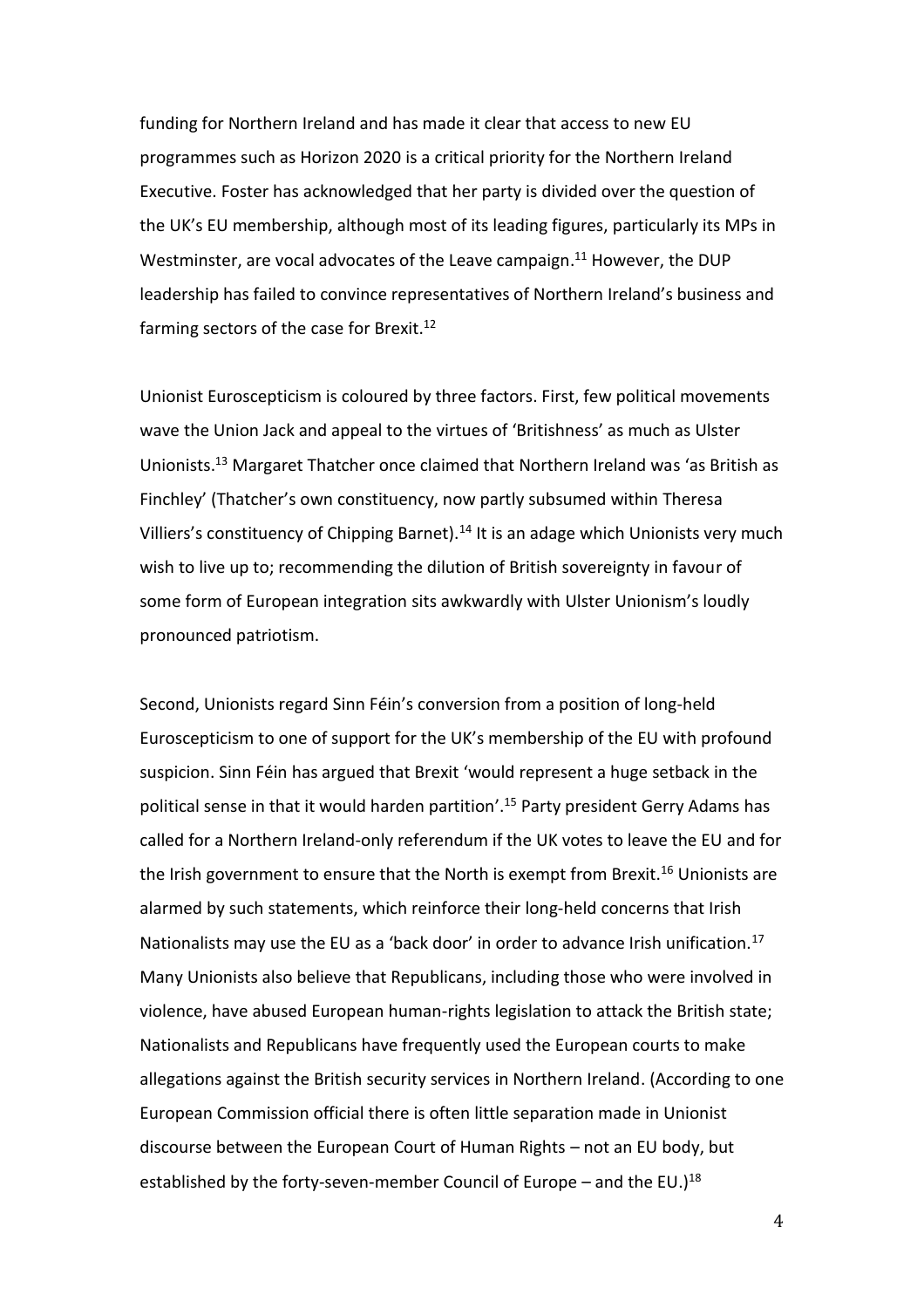funding for Northern Ireland and has made it clear that access to new EU programmes such as Horizon 2020 is a critical priority for the Northern Ireland Executive. Foster has acknowledged that her party is divided over the question of the UK's EU membership, although most of its leading figures, particularly its MPs in Westminster, are vocal advocates of the Leave campaign.[11] However, the DUP leadership has failed to convince representatives of Northern Ireland's business and farming sectors of the case for Brexit.[12]

Unionist Euroscepticism is coloured by three factors. First, few political movements wave the Union Jack and appeal to the virtues of 'Britishness' as much as Ulster Unionists.[13] Margaret Thatcher once claimed that Northern Ireland was 'as British as Finchley' (Thatcher's own constituency, now partly subsumed within Theresa Villiers's constituency of Chipping Barnet).[14] It is an adage which Unionists very much wish to live up to; recommending the dilution of British sovereignty in favour of some form of European integration sits awkwardly with Ulster Unionism's loudly pronounced patriotism.

Second, Unionists regard Sinn Féin's conversion from a position of long-held Euroscepticism to one of support for the UK's membership of the EU with profound suspicion. Sinn Féin has argued that Brexit 'would represent a huge setback in the political sense in that it would harden partition'.[15] Party president Gerry Adams has called for a Northern Ireland-only referendum if the UK votes to leave the EU and for the Irish government to ensure that the North is exempt from Brexit.[16] Unionists are alarmed by such statements, which reinforce their long-held concerns that Irish Nationalists may use the EU as a 'back door' in order to advance Irish unification.[17] Many Unionists also believe that Republicans, including those who were involved in violence, have abused European human-rights legislation to attack the British state; Nationalists and Republicans have frequently used the European courts to make allegations against the British security services in Northern Ireland. (According to one European Commission official there is often little separation made in Unionist discourse between the European Court of Human Rights – not an EU body, but established by the forty-seven-member Council of Europe – and the EU.)[18]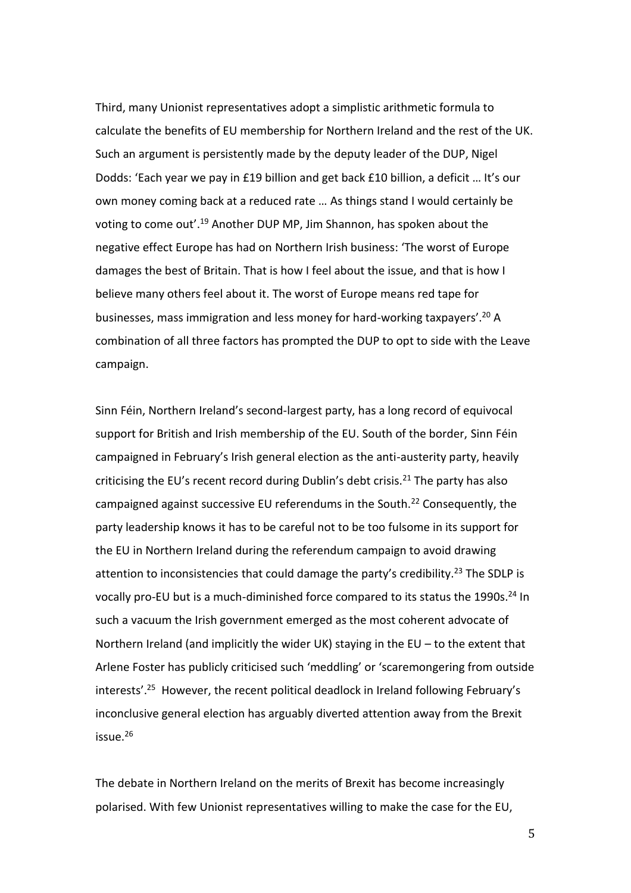Third, many Unionist representatives adopt a simplistic arithmetic formula to calculate the benefits of EU membership for Northern Ireland and the rest of the UK. Such an argument is persistently made by the deputy leader of the DUP, Nigel Dodds: 'Each year we pay in £19 billion and get back £10 billion, a deficit … It's our own money coming back at a reduced rate … As things stand I would certainly be voting to come out'.[19] Another DUP MP, Jim Shannon, has spoken about the negative effect Europe has had on Northern Irish business: 'The worst of Europe damages the best of Britain. That is how I feel about the issue, and that is how I believe many others feel about it. The worst of Europe means red tape for businesses, mass immigration and less money for hard-working taxpayers'.[20] A combination of all three factors has prompted the DUP to opt to side with the Leave campaign.

Sinn Féin, Northern Ireland's second-largest party, has a long record of equivocal support for British and Irish membership of the EU. South of the border, Sinn Féin campaigned in February's Irish general election as the anti-austerity party, heavily criticising the EU's recent record during Dublin's debt crisis.[21] The party has also campaigned against successive EU referendums in the South.[22] Consequently, the party leadership knows it has to be careful not to be too fulsome in its support for the EU in Northern Ireland during the referendum campaign to avoid drawing attention to inconsistencies that could damage the party's credibility.[23] The SDLP is vocally pro-EU but is a much-diminished force compared to its status the 1990s.[24] In such a vacuum the Irish government emerged as the most coherent advocate of Northern Ireland (and implicitly the wider UK) staying in the EU – to the extent that Arlene Foster has publicly criticised such 'meddling' or 'scaremongering from outside interests'.[25] However, the recent political deadlock in Ireland following February's inconclusive general election has arguably diverted attention away from the Brexit issue.[26]

The debate in Northern Ireland on the merits of Brexit has become increasingly polarised. With few Unionist representatives willing to make the case for the EU,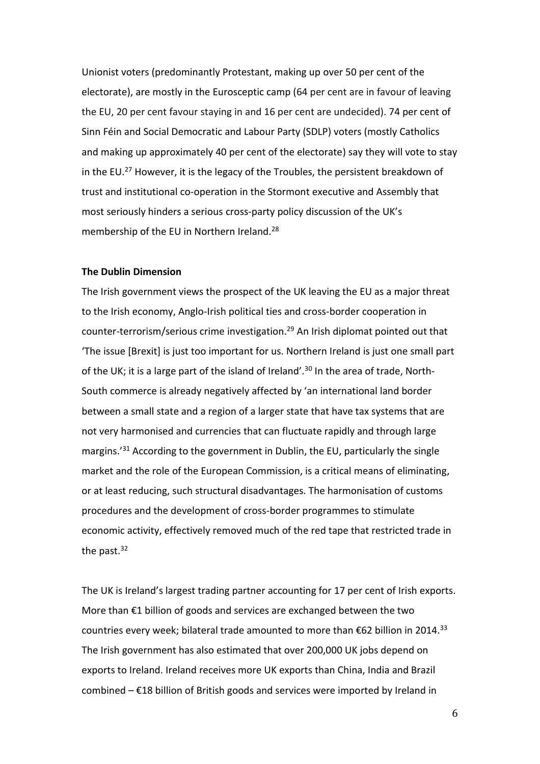Unionist voters (predominantly Protestant, making up over 50 per cent of the electorate), are mostly in the Eurosceptic camp (64 per cent are in favour of leaving the EU, 20 per cent favour staying in and 16 per cent are undecided). 74 per cent of Sinn Féin and Social Democratic and Labour Party (SDLP) voters (mostly Catholics and making up approximately 40 per cent of the electorate) say they will vote to stay in the EU.[27] However, it is the legacy of the Troubles, the persistent breakdown of trust and institutional co-operation in the Stormont executive and Assembly that most seriously hinders a serious cross-party policy discussion of the UK's membership of the EU in Northern Ireland.[28]

**The Dublin Dimension**

The Irish government views the prospect of the UK leaving the EU as a major threat to the Irish economy, Anglo-Irish political ties and cross-border cooperation in counter-terrorism/serious crime investigation.[29] An Irish diplomat pointed out that 'The issue [Brexit] is just too important for us. Northern Ireland is just one small part of the UK; it is a large part of the island of Ireland'.[30] In the area of trade, North-South commerce is already negatively affected by 'an international land border between a small state and a region of a larger state that have tax systems that are not very harmonised and currencies that can fluctuate rapidly and through large margins.'[31] According to the government in Dublin, the EU, particularly the single market and the role of the European Commission, is a critical means of eliminating, or at least reducing, such structural disadvantages. The harmonisation of customs procedures and the development of cross-border programmes to stimulate economic activity, effectively removed much of the red tape that restricted trade in the past.[32]

The UK is Ireland's largest trading partner accounting for 17 per cent of Irish exports. More than €1 billion of goods and services are exchanged between the two countries every week; bilateral trade amounted to more than €62 billion in 2014.[33] The Irish government has also estimated that over 200,000 UK jobs depend on exports to Ireland. Ireland receives more UK exports than China, India and Brazil combined – €18 billion of British goods and services were imported by Ireland in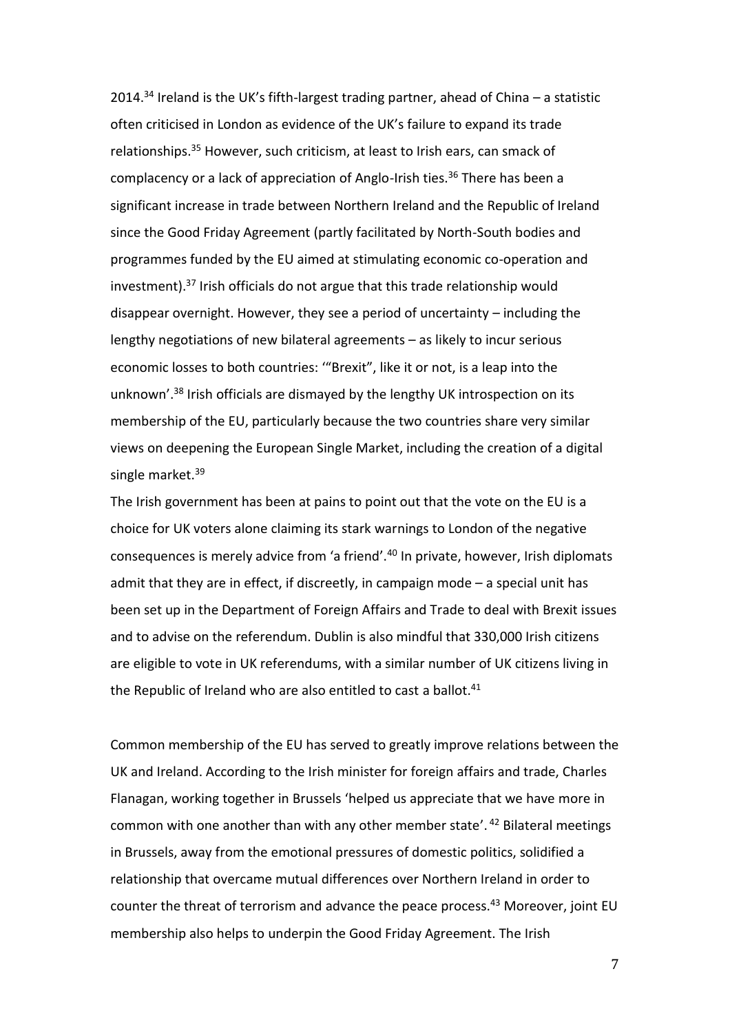2014.[34] Ireland is the UK's fifth-largest trading partner, ahead of China – a statistic often criticised in London as evidence of the UK's failure to expand its trade relationships.[35] However, such criticism, at least to Irish ears, can smack of complacency or a lack of appreciation of Anglo-Irish ties.[36] There has been a significant increase in trade between Northern Ireland and the Republic of Ireland since the Good Friday Agreement (partly facilitated by North-South bodies and programmes funded by the EU aimed at stimulating economic co-operation and investment).[37] Irish officials do not argue that this trade relationship would disappear overnight. However, they see a period of uncertainty – including the lengthy negotiations of new bilateral agreements – as likely to incur serious economic losses to both countries: '"Brexit", like it or not, is a leap into the unknown'.[38] Irish officials are dismayed by the lengthy UK introspection on its membership of the EU, particularly because the two countries share very similar views on deepening the European Single Market, including the creation of a digital single market.[39]

The Irish government has been at pains to point out that the vote on the EU is a choice for UK voters alone claiming its stark warnings to London of the negative consequences is merely advice from 'a friend'.[40] In private, however, Irish diplomats admit that they are in effect, if discreetly, in campaign mode – a special unit has been set up in the Department of Foreign Affairs and Trade to deal with Brexit issues and to advise on the referendum. Dublin is also mindful that 330,000 Irish citizens are eligible to vote in UK referendums, with a similar number of UK citizens living in the Republic of Ireland who are also entitled to cast a ballot.[41]

Common membership of the EU has served to greatly improve relations between the UK and Ireland. According to the Irish minister for foreign affairs and trade, Charles Flanagan, working together in Brussels 'helped us appreciate that we have more in common with one another than with any other member state'.[42] Bilateral meetings in Brussels, away from the emotional pressures of domestic politics, solidified a relationship that overcame mutual differences over Northern Ireland in order to counter the threat of terrorism and advance the peace process.[43] Moreover, joint EU membership also helps to underpin the Good Friday Agreement. The Irish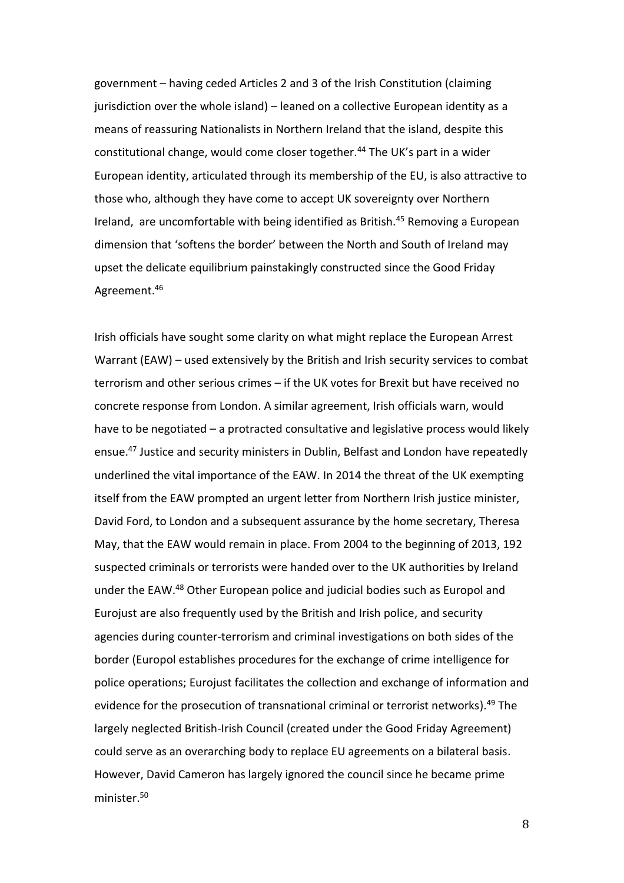government – having ceded Articles 2 and 3 of the Irish Constitution (claiming jurisdiction over the whole island) – leaned on a collective European identity as a means of reassuring Nationalists in Northern Ireland that the island, despite this constitutional change, would come closer together.[44] The UK's part in a wider European identity, articulated through its membership of the EU, is also attractive to those who, although they have come to accept UK sovereignty over Northern Ireland, are uncomfortable with being identified as British.[45] Removing a European dimension that 'softens the border' between the North and South of Ireland may upset the delicate equilibrium painstakingly constructed since the Good Friday Agreement.[46]

Irish officials have sought some clarity on what might replace the European Arrest Warrant (EAW) – used extensively by the British and Irish security services to combat terrorism and other serious crimes – if the UK votes for Brexit but have received no concrete response from London. A similar agreement, Irish officials warn, would have to be negotiated – a protracted consultative and legislative process would likely ensue.[47] Justice and security ministers in Dublin, Belfast and London have repeatedly underlined the vital importance of the EAW. In 2014 the threat of the UK exempting itself from the EAW prompted an urgent letter from Northern Irish justice minister, David Ford, to London and a subsequent assurance by the home secretary, Theresa May, that the EAW would remain in place. From 2004 to the beginning of 2013, 192 suspected criminals or terrorists were handed over to the UK authorities by Ireland under the EAW.[48] Other European police and judicial bodies such as Europol and Eurojust are also frequently used by the British and Irish police, and security agencies during counter-terrorism and criminal investigations on both sides of the border (Europol establishes procedures for the exchange of crime intelligence for police operations; Eurojust facilitates the collection and exchange of information and evidence for the prosecution of transnational criminal or terrorist networks).[49] The largely neglected British-Irish Council (created under the Good Friday Agreement) could serve as an overarching body to replace EU agreements on a bilateral basis. However, David Cameron has largely ignored the council since he became prime minister.[50]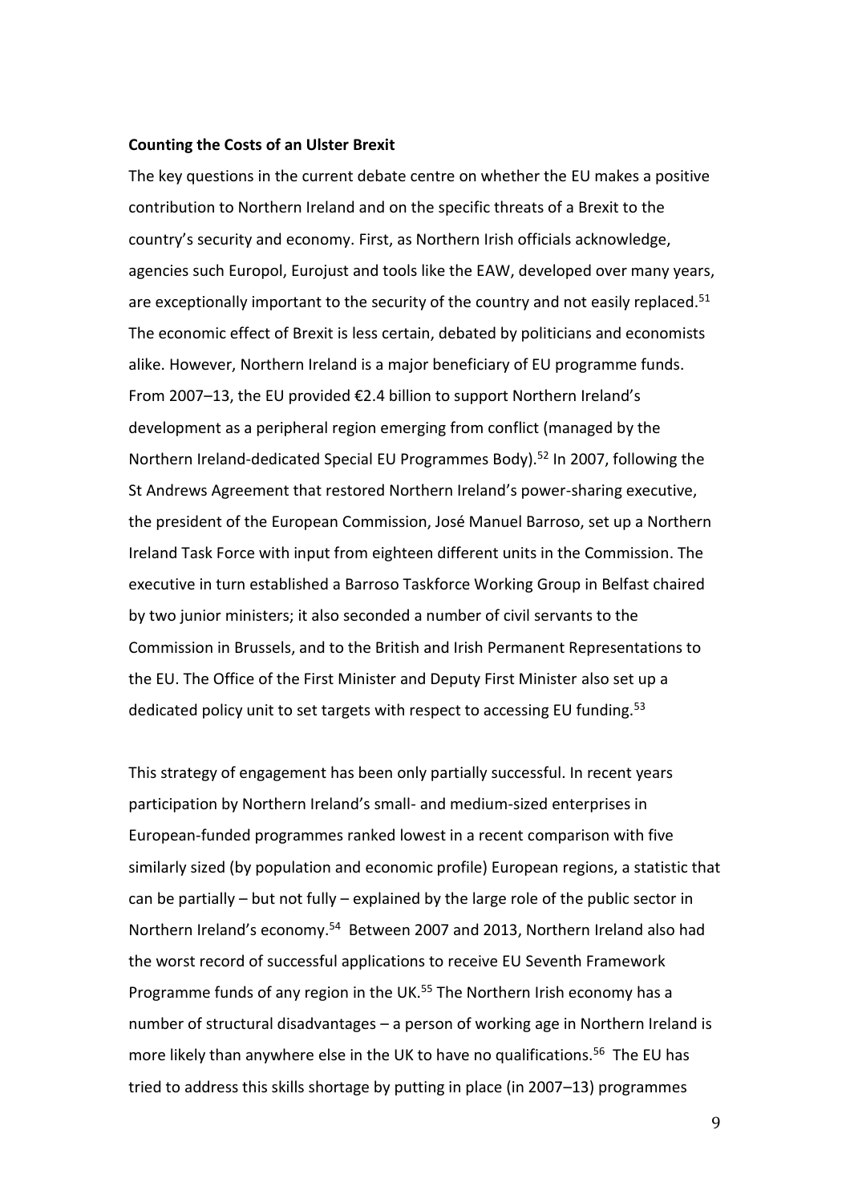**Counting the Costs of an Ulster Brexit**

The key questions in the current debate centre on whether the EU makes a positive contribution to Northern Ireland and on the specific threats of a Brexit to the country's security and economy. First, as Northern Irish officials acknowledge, agencies such Europol, Eurojust and tools like the EAW, developed over many years, are exceptionally important to the security of the country and not easily replaced.[51] The economic effect of Brexit is less certain, debated by politicians and economists alike. However, Northern Ireland is a major beneficiary of EU programme funds. From 2007–13, the EU provided €2.4 billion to support Northern Ireland's development as a peripheral region emerging from conflict (managed by the Northern Ireland-dedicated Special EU Programmes Body).[52] In 2007, following the St Andrews Agreement that restored Northern Ireland's power-sharing executive, the president of the European Commission, José Manuel Barroso, set up a Northern Ireland Task Force with input from eighteen different units in the Commission. The executive in turn established a Barroso Taskforce Working Group in Belfast chaired by two junior ministers; it also seconded a number of civil servants to the Commission in Brussels, and to the British and Irish Permanent Representations to the EU. The Office of the First Minister and Deputy First Minister also set up a dedicated policy unit to set targets with respect to accessing EU funding.[53]

This strategy of engagement has been only partially successful. In recent years participation by Northern Ireland's small- and medium-sized enterprises in European-funded programmes ranked lowest in a recent comparison with five similarly sized (by population and economic profile) European regions, a statistic that can be partially – but not fully – explained by the large role of the public sector in Northern Ireland's economy.[54] Between 2007 and 2013, Northern Ireland also had the worst record of successful applications to receive EU Seventh Framework Programme funds of any region in the UK.[55] The Northern Irish economy has a number of structural disadvantages – a person of working age in Northern Ireland is more likely than anywhere else in the UK to have no qualifications.[56] The EU has tried to address this skills shortage by putting in place (in 2007–13) programmes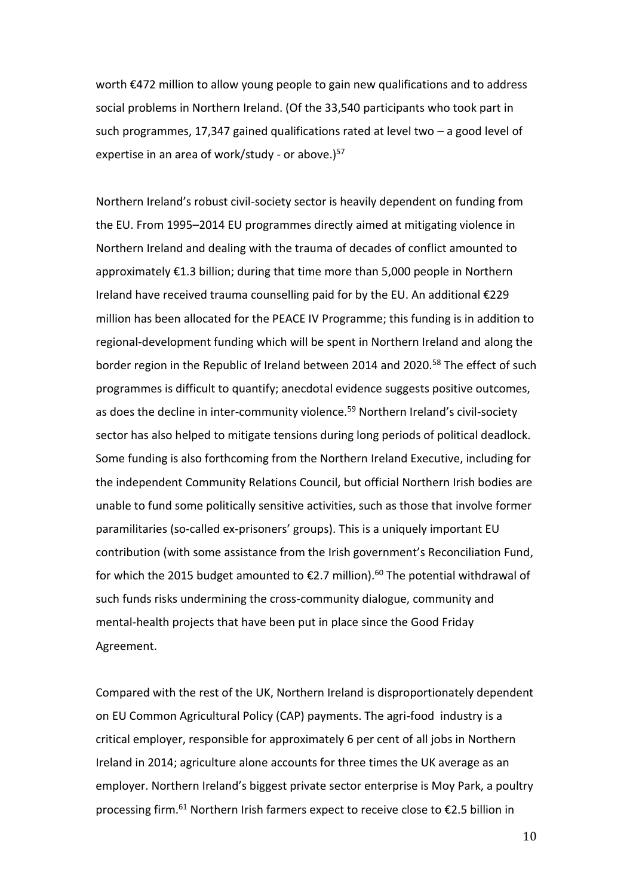worth €472 million to allow young people to gain new qualifications and to address social problems in Northern Ireland. (Of the 33,540 participants who took part in such programmes, 17,347 gained qualifications rated at level two – a good level of expertise in an area of work/study - or above.)[57]

Northern Ireland's robust civil-society sector is heavily dependent on funding from the EU. From 1995–2014 EU programmes directly aimed at mitigating violence in Northern Ireland and dealing with the trauma of decades of conflict amounted to approximately €1.3 billion; during that time more than 5,000 people in Northern Ireland have received trauma counselling paid for by the EU. An additional €229 million has been allocated for the PEACE IV Programme; this funding is in addition to regional-development funding which will be spent in Northern Ireland and along the border region in the Republic of Ireland between 2014 and 2020.[58] The effect of such programmes is difficult to quantify; anecdotal evidence suggests positive outcomes, as does the decline in inter-community violence.[59] Northern Ireland's civil-society sector has also helped to mitigate tensions during long periods of political deadlock. Some funding is also forthcoming from the Northern Ireland Executive, including for the independent Community Relations Council, but official Northern Irish bodies are unable to fund some politically sensitive activities, such as those that involve former paramilitaries (so-called ex-prisoners' groups). This is a uniquely important EU contribution (with some assistance from the Irish government's Reconciliation Fund, for which the 2015 budget amounted to €2.7 million).[60] The potential withdrawal of such funds risks undermining the cross-community dialogue, community and mental-health projects that have been put in place since the Good Friday Agreement.

Compared with the rest of the UK, Northern Ireland is disproportionately dependent on EU Common Agricultural Policy (CAP) payments. The agri-food industry is a critical employer, responsible for approximately 6 per cent of all jobs in Northern Ireland in 2014; agriculture alone accounts for three times the UK average as an employer. Northern Ireland's biggest private sector enterprise is Moy Park, a poultry processing firm.[61] Northern Irish farmers expect to receive close to €2.5 billion in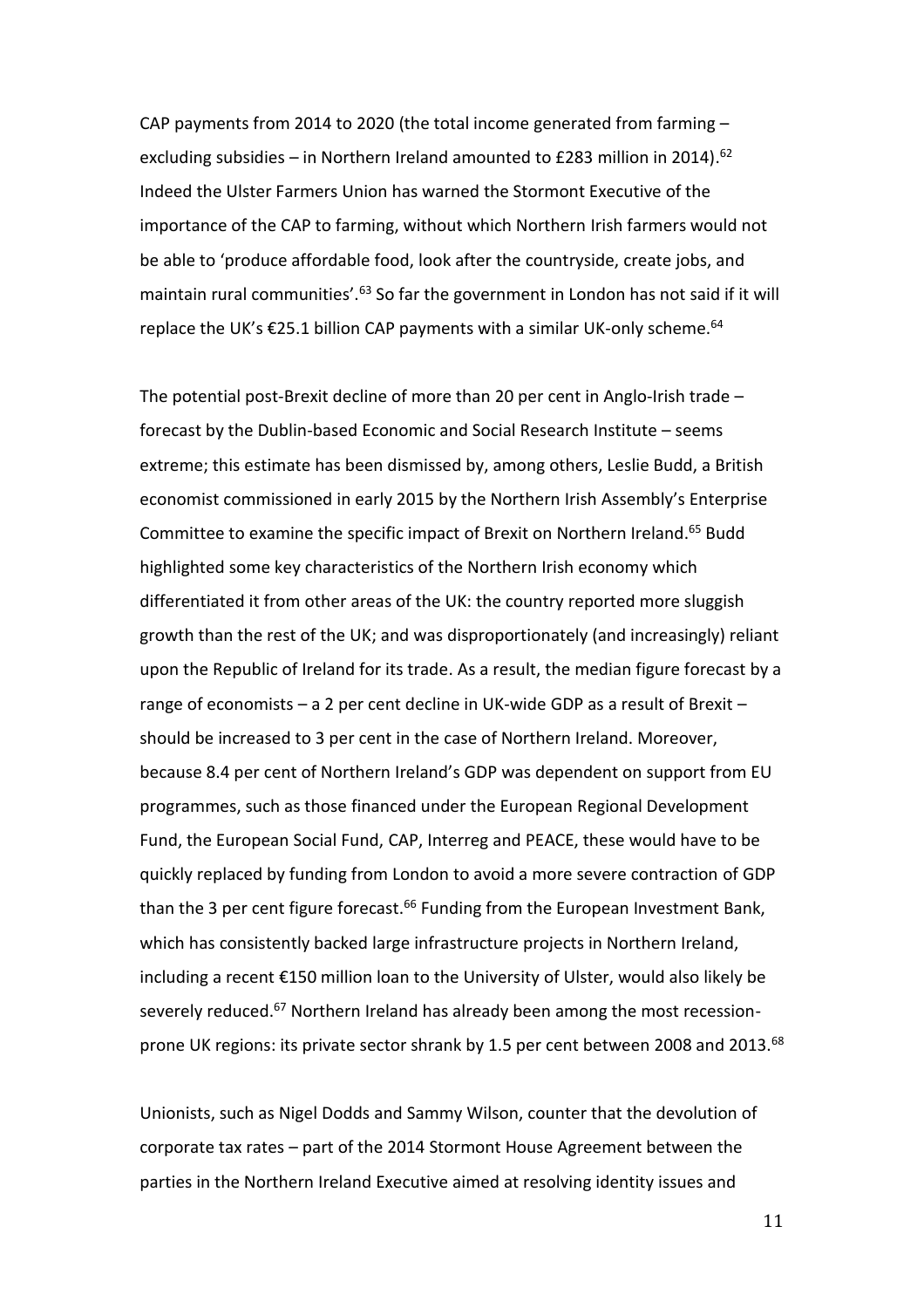CAP payments from 2014 to 2020 (the total income generated from farming – excluding subsidies – in Northern Ireland amounted to £283 million in 2014).[62] Indeed the Ulster Farmers Union has warned the Stormont Executive of the importance of the CAP to farming, without which Northern Irish farmers would not be able to 'produce affordable food, look after the countryside, create jobs, and maintain rural communities'.[63] So far the government in London has not said if it will replace the UK's €25.1 billion CAP payments with a similar UK-only scheme.[64]

The potential post-Brexit decline of more than 20 per cent in Anglo-Irish trade – forecast by the Dublin-based Economic and Social Research Institute – seems extreme; this estimate has been dismissed by, among others, Leslie Budd, a British economist commissioned in early 2015 by the Northern Irish Assembly's Enterprise Committee to examine the specific impact of Brexit on Northern Ireland.[65] Budd highlighted some key characteristics of the Northern Irish economy which differentiated it from other areas of the UK: the country reported more sluggish growth than the rest of the UK; and was disproportionately (and increasingly) reliant upon the Republic of Ireland for its trade. As a result, the median figure forecast by a range of economists – a 2 per cent decline in UK-wide GDP as a result of Brexit – should be increased to 3 per cent in the case of Northern Ireland. Moreover, because 8.4 per cent of Northern Ireland's GDP was dependent on support from EU programmes, such as those financed under the European Regional Development Fund, the European Social Fund, CAP, Interreg and PEACE, these would have to be quickly replaced by funding from London to avoid a more severe contraction of GDP than the 3 per cent figure forecast.[66] Funding from the European Investment Bank, which has consistently backed large infrastructure projects in Northern Ireland, including a recent €150 million loan to the University of Ulster, would also likely be severely reduced.[67] Northern Ireland has already been among the most recession-prone UK regions: its private sector shrank by 1.5 per cent between 2008 and 2013.[68]

Unionists, such as Nigel Dodds and Sammy Wilson, counter that the devolution of corporate tax rates – part of the 2014 Stormont House Agreement between the parties in the Northern Ireland Executive aimed at resolving identity issues and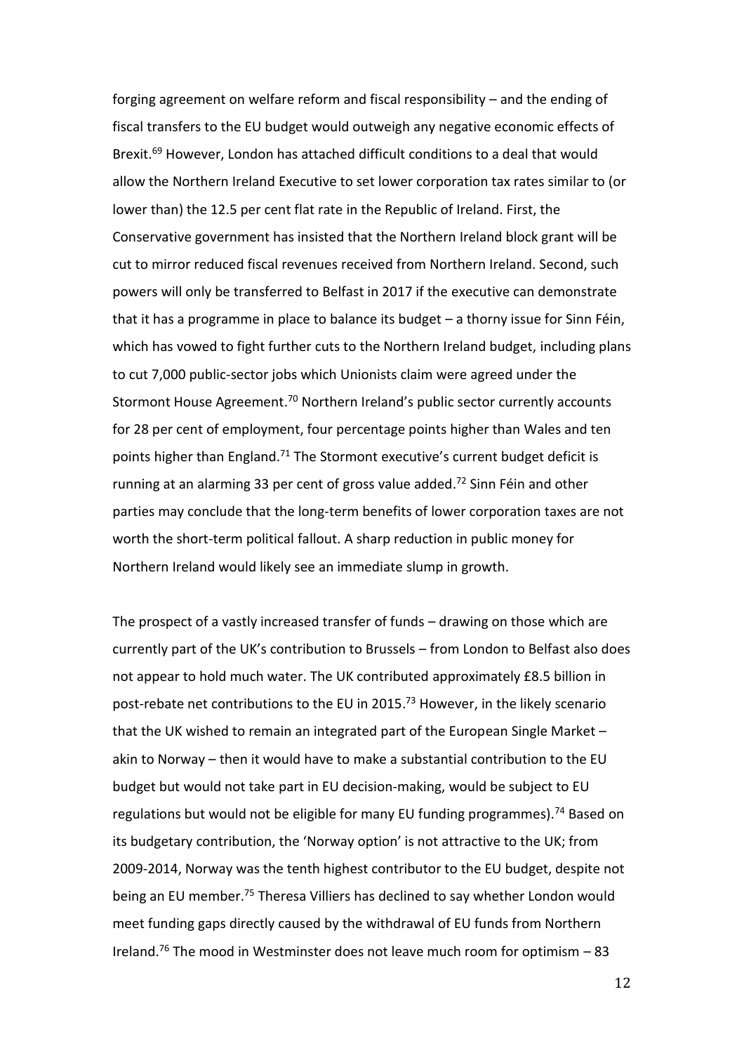forging agreement on welfare reform and fiscal responsibility – and the ending of fiscal transfers to the EU budget would outweigh any negative economic effects of Brexit.[69] However, London has attached difficult conditions to a deal that would allow the Northern Ireland Executive to set lower corporation tax rates similar to (or lower than) the 12.5 per cent flat rate in the Republic of Ireland. First, the Conservative government has insisted that the Northern Ireland block grant will be cut to mirror reduced fiscal revenues received from Northern Ireland. Second, such powers will only be transferred to Belfast in 2017 if the executive can demonstrate that it has a programme in place to balance its budget – a thorny issue for Sinn Féin, which has vowed to fight further cuts to the Northern Ireland budget, including plans to cut 7,000 public-sector jobs which Unionists claim were agreed under the Stormont House Agreement.[70] Northern Ireland's public sector currently accounts for 28 per cent of employment, four percentage points higher than Wales and ten points higher than England.[71] The Stormont executive's current budget deficit is running at an alarming 33 per cent of gross value added.[72] Sinn Féin and other parties may conclude that the long-term benefits of lower corporation taxes are not worth the short-term political fallout. A sharp reduction in public money for Northern Ireland would likely see an immediate slump in growth.

The prospect of a vastly increased transfer of funds – drawing on those which are currently part of the UK's contribution to Brussels – from London to Belfast also does not appear to hold much water. The UK contributed approximately £8.5 billion in post-rebate net contributions to the EU in 2015.[73] However, in the likely scenario that the UK wished to remain an integrated part of the European Single Market – akin to Norway – then it would have to make a substantial contribution to the EU budget but would not take part in EU decision-making, would be subject to EU regulations but would not be eligible for many EU funding programmes).[74] Based on its budgetary contribution, the 'Norway option' is not attractive to the UK; from 2009-2014, Norway was the tenth highest contributor to the EU budget, despite not being an EU member.[75] Theresa Villiers has declined to say whether London would meet funding gaps directly caused by the withdrawal of EU funds from Northern Ireland.[76] The mood in Westminster does not leave much room for optimism – 83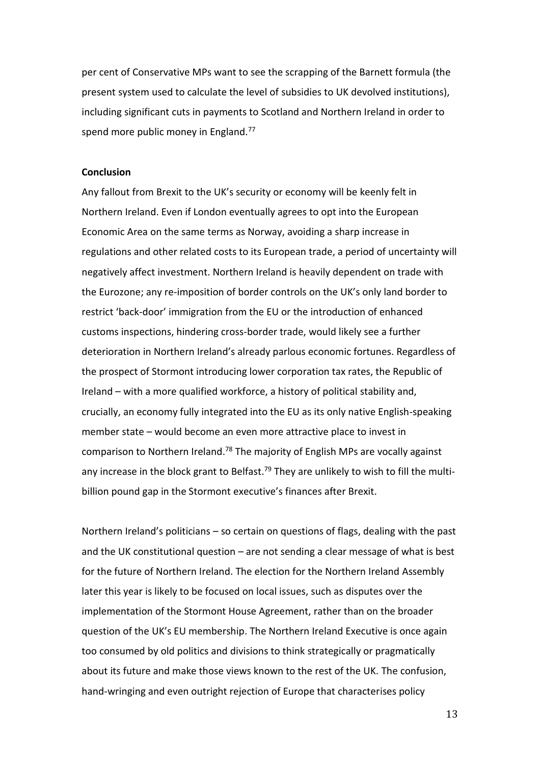per cent of Conservative MPs want to see the scrapping of the Barnett formula (the present system used to calculate the level of subsidies to UK devolved institutions), including significant cuts in payments to Scotland and Northern Ireland in order to spend more public money in England.[77]

**Conclusion**

Any fallout from Brexit to the UK's security or economy will be keenly felt in Northern Ireland. Even if London eventually agrees to opt into the European Economic Area on the same terms as Norway, avoiding a sharp increase in regulations and other related costs to its European trade, a period of uncertainty will negatively affect investment. Northern Ireland is heavily dependent on trade with the Eurozone; any re-imposition of border controls on the UK's only land border to restrict 'back-door' immigration from the EU or the introduction of enhanced customs inspections, hindering cross-border trade, would likely see a further deterioration in Northern Ireland's already parlous economic fortunes. Regardless of the prospect of Stormont introducing lower corporation tax rates, the Republic of Ireland – with a more qualified workforce, a history of political stability and, crucially, an economy fully integrated into the EU as its only native English-speaking member state – would become an even more attractive place to invest in comparison to Northern Ireland.[78] The majority of English MPs are vocally against any increase in the block grant to Belfast.[79] They are unlikely to wish to fill the multi-billion pound gap in the Stormont executive's finances after Brexit.

Northern Ireland's politicians – so certain on questions of flags, dealing with the past and the UK constitutional question – are not sending a clear message of what is best for the future of Northern Ireland. The election for the Northern Ireland Assembly later this year is likely to be focused on local issues, such as disputes over the implementation of the Stormont House Agreement, rather than on the broader question of the UK's EU membership. The Northern Ireland Executive is once again too consumed by old politics and divisions to think strategically or pragmatically about its future and make those views known to the rest of the UK. The confusion, hand-wringing and even outright rejection of Europe that characterises policy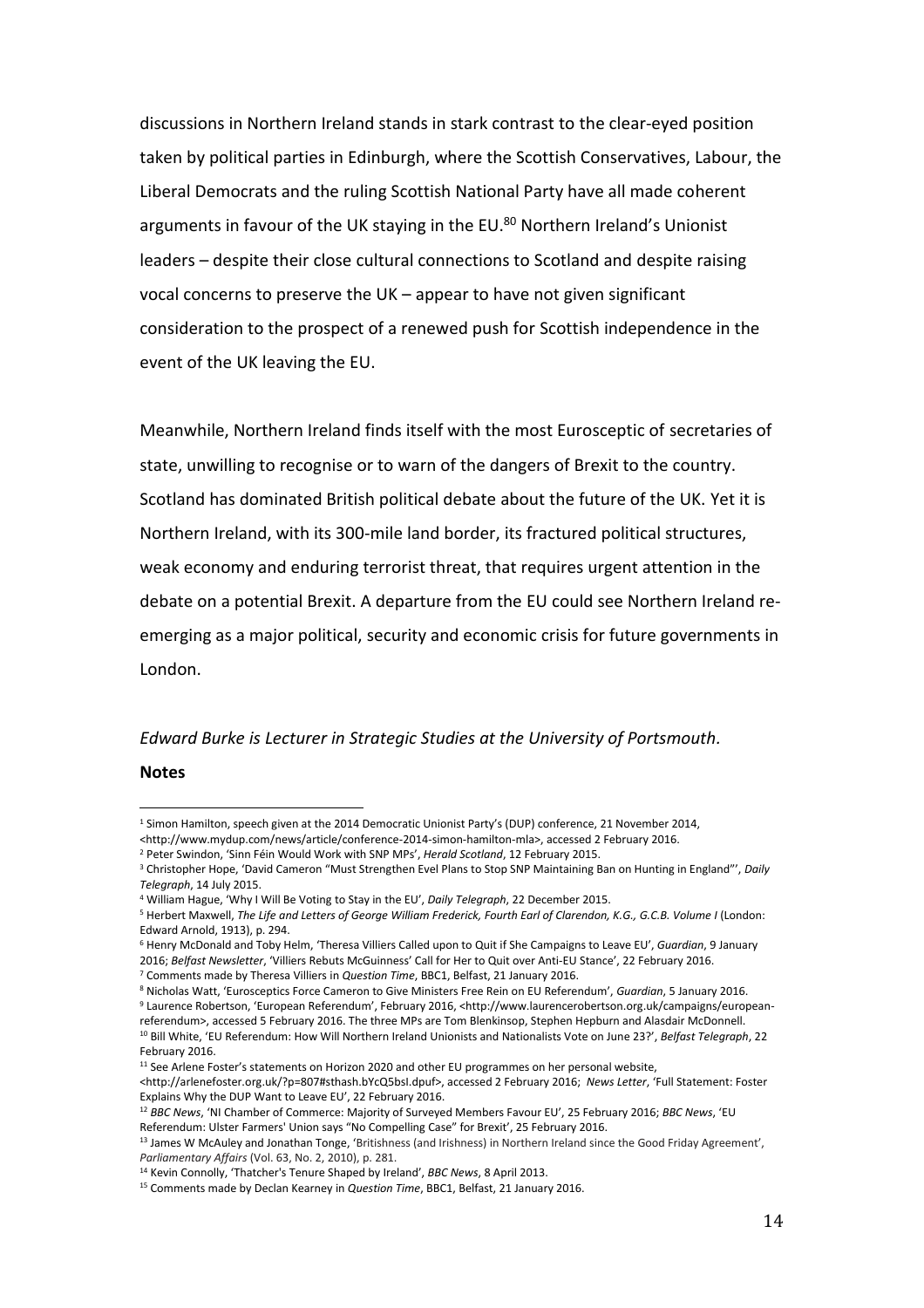discussions in Northern Ireland stands in stark contrast to the clear-eyed position taken by political parties in Edinburgh, where the Scottish Conservatives, Labour, the Liberal Democrats and the ruling Scottish National Party have all made coherent arguments in favour of the UK staying in the EU.[80] Northern Ireland's Unionist leaders – despite their close cultural connections to Scotland and despite raising vocal concerns to preserve the UK – appear to have not given significant consideration to the prospect of a renewed push for Scottish independence in the event of the UK leaving the EU.

Meanwhile, Northern Ireland finds itself with the most Eurosceptic of secretaries of state, unwilling to recognise or to warn of the dangers of Brexit to the country. Scotland has dominated British political debate about the future of the UK. Yet it is Northern Ireland, with its 300-mile land border, its fractured political structures, weak economy and enduring terrorist threat, that requires urgent attention in the debate on a potential Brexit. A departure from the EU could see Northern Ireland re-emerging as a major political, security and economic crisis for future governments in London.

*Edward Burke is Lecturer in Strategic Studies at the University of Portsmouth.*

**Notes**

[1] Simon Hamilton, speech given at the 2014 Democratic Unionist Party's (DUP) conference, 21 November 2014, <http://www.mydup.com/news/article/conference-2014-simon-hamilton-mla>, accessed 2 February 2016.

[2] Peter Swindon, 'Sinn Féin Would Work with SNP MPs', *Herald Scotland*, 12 February 2015.

[3] Christopher Hope, 'David Cameron "Must Strengthen Evel Plans to Stop SNP Maintaining Ban on Hunting in England"', *Daily Telegraph*, 14 July 2015.

[4] William Hague, 'Why I Will Be Voting to Stay in the EU', *Daily Telegraph*, 22 December 2015.

[5] Herbert Maxwell, *The Life and Letters of George William Frederick, Fourth Earl of Clarendon, K.G., G.C.B. Volume I* (London: Edward Arnold, 1913), p. 294.

[6] Henry McDonald and Toby Helm, 'Theresa Villiers Called upon to Quit if She Campaigns to Leave EU', *Guardian*, 9 January 2016; *Belfast Newsletter*, 'Villiers Rebuts McGuinness' Call for Her to Quit over Anti-EU Stance', 22 February 2016.

[7] Comments made by Theresa Villiers in *Question Time*, BBC1, Belfast, 21 January 2016.

[8] Nicholas Watt, 'Eurosceptics Force Cameron to Give Ministers Free Rein on EU Referendum', *Guardian*, 5 January 2016.

[9] Laurence Robertson, 'European Referendum', February 2016, <http://www.laurencerobertson.org.uk/campaigns/european-referendum>, accessed 5 February 2016. The three MPs are Tom Blenkinsop, Stephen Hepburn and Alasdair McDonnell.

[10] Bill White, 'EU Referendum: How Will Northern Ireland Unionists and Nationalists Vote on June 23?', *Belfast Telegraph*, 22 February 2016.

[11] See Arlene Foster's statements on Horizon 2020 and other EU programmes on her personal website, <http://arlenefoster.org.uk/?p=807#sthash.bYcQ5bsI.dpuf>, accessed 2 February 2016; *News Letter*, 'Full Statement: Foster Explains Why the DUP Want to Leave EU', 22 February 2016.

[12] *BBC News*, 'NI Chamber of Commerce: Majority of Surveyed Members Favour EU', 25 February 2016; *BBC News*, 'EU Referendum: Ulster Farmers' Union says "No Compelling Case" for Brexit', 25 February 2016.

[13] James W McAuley and Jonathan Tonge, 'Britishness (and Irishness) in Northern Ireland since the Good Friday Agreement', *Parliamentary Affairs* (Vol. 63, No. 2, 2010), p. 281.

[14] Kevin Connolly, 'Thatcher's Tenure Shaped by Ireland', *BBC News*, 8 April 2013.

[15] Comments made by Declan Kearney in *Question Time*, BBC1, Belfast, 21 January 2016.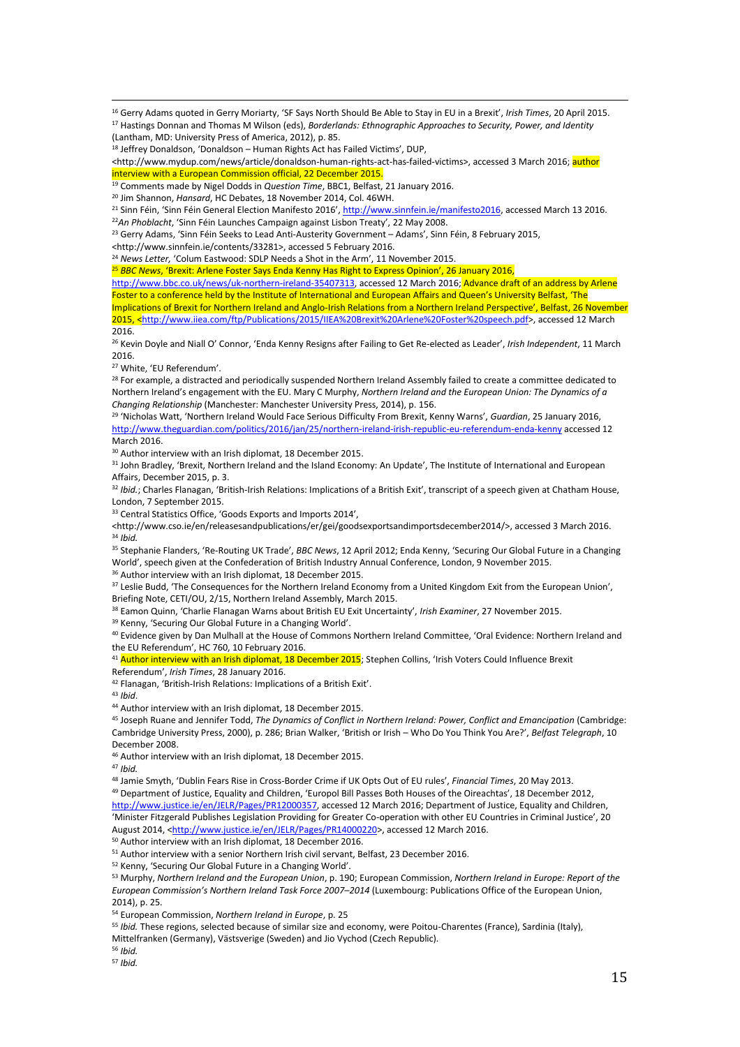[16] Gerry Adams quoted in Gerry Moriarty, 'SF Says North Should Be Able to Stay in EU in a Brexit', *Irish Times*, 20 April 2015.

[17] Hastings Donnan and Thomas M Wilson (eds), *Borderlands: Ethnographic Approaches to Security, Power, and Identity* (Lantham, MD: University Press of America, 2012), p. 85.

[18] Jeffrey Donaldson, 'Donaldson – Human Rights Act has Failed Victims', DUP, <http://www.mydup.com/news/article/donaldson-human-rights-act-has-failed-victims>, accessed 3 March 2016; author interview with a European Commission official, 22 December 2015.

[19] Comments made by Nigel Dodds in *Question Time*, BBC1, Belfast, 21 January 2016.

[20] Jim Shannon, *Hansard*, HC Debates, 18 November 2014, Col. 46WH.

[21] Sinn Féin, 'Sinn Féin General Election Manifesto 2016', http://www.sinnfein.ie/manifesto2016, accessed March 13 2016.

[22] *An Phoblacht*, 'Sinn Féin Launches Campaign against Lisbon Treaty', 22 May 2008.

[23] Gerry Adams, 'Sinn Féin Seeks to Lead Anti-Austerity Government – Adams', Sinn Féin, 8 February 2015, <http://www.sinnfein.ie/contents/33281>, accessed 5 February 2016.

[24] *News Letter,* 'Colum Eastwood: SDLP Needs a Shot in the Arm', 11 November 2015.

[25] *BBC News*, 'Brexit: Arlene Foster Says Enda Kenny Has Right to Express Opinion', 26 January 2016, http://www.bbc.co.uk/news/uk-northern-ireland-35407313, accessed 12 March 2016; Advance draft of an address by Arlene Foster to a conference held by the Institute of International and European Affairs and Queen's University Belfast, 'The Implications of Brexit for Northern Ireland and Anglo-Irish Relations from a Northern Ireland Perspective', Belfast, 26 November 2015, <http://www.iiea.com/ftp/Publications/2015/IIEA%20Brexit%20Arlene%20Foster%20speech.pdf>, accessed 12 March 2016.

[26] Kevin Doyle and Niall O' Connor, 'Enda Kenny Resigns after Failing to Get Re-elected as Leader', *Irish Independent*, 11 March 2016.

[27] White, 'EU Referendum'.

[28] For example, a distracted and periodically suspended Northern Ireland Assembly failed to create a committee dedicated to Northern Ireland's engagement with the EU. Mary C Murphy, *Northern Ireland and the European Union: The Dynamics of a Changing Relationship* (Manchester: Manchester University Press, 2014), p. 156.

[29] 'Nicholas Watt, 'Northern Ireland Would Face Serious Difficulty From Brexit, Kenny Warns', *Guardian*, 25 January 2016, http://www.theguardian.com/politics/2016/jan/25/northern-ireland-irish-republic-eu-referendum-enda-kenny accessed 12 March 2016.

[30] Author interview with an Irish diplomat, 18 December 2015.

[31] John Bradley, 'Brexit, Northern Ireland and the Island Economy: An Update', The Institute of International and European Affairs, December 2015, p. 3.

[32] *Ibid.*; Charles Flanagan, 'British-Irish Relations: Implications of a British Exit', transcript of a speech given at Chatham House, London, 7 September 2015.

[33] Central Statistics Office, 'Goods Exports and Imports 2014', <http://www.cso.ie/en/releasesandpublications/er/gei/goodsexportsandimportsdecember2014/>, accessed 3 March 2016.

[34] *Ibid.*

[35] Stephanie Flanders, 'Re-Routing UK Trade', *BBC News*, 12 April 2012; Enda Kenny, 'Securing Our Global Future in a Changing World', speech given at the Confederation of British Industry Annual Conference, London, 9 November 2015.

[36] Author interview with an Irish diplomat, 18 December 2015.

[37] Leslie Budd, 'The Consequences for the Northern Ireland Economy from a United Kingdom Exit from the European Union', Briefing Note, CETI/OU, 2/15, Northern Ireland Assembly, March 2015.

[38] Eamon Quinn, 'Charlie Flanagan Warns about British EU Exit Uncertainty', *Irish Examiner*, 27 November 2015.

[39] Kenny, 'Securing Our Global Future in a Changing World'.

[40] Evidence given by Dan Mulhall at the House of Commons Northern Ireland Committee, 'Oral Evidence: Northern Ireland and the EU Referendum', HC 760, 10 February 2016.

[41] Author interview with an Irish diplomat, 18 December 2015; Stephen Collins, 'Irish Voters Could Influence Brexit Referendum', *Irish Times*, 28 January 2016.

[42] Flanagan, 'British-Irish Relations: Implications of a British Exit'.

[43] *Ibid*.

[44] Author interview with an Irish diplomat, 18 December 2015.

[45] Joseph Ruane and Jennifer Todd, *The Dynamics of Conflict in Northern Ireland: Power, Conflict and Emancipation* (Cambridge: Cambridge University Press, 2000), p. 286; Brian Walker, 'British or Irish – Who Do You Think You Are?', *Belfast Telegraph*, 10 December 2008.

[46] Author interview with an Irish diplomat, 18 December 2015.

[47] *Ibid.*

[48] Jamie Smyth, 'Dublin Fears Rise in Cross-Border Crime if UK Opts Out of EU rules', *Financial Times*, 20 May 2013.

[49] Department of Justice, Equality and Children, 'Europol Bill Passes Both Houses of the Oireachtas', 18 December 2012, http://www.justice.ie/en/JELR/Pages/PR12000357, accessed 12 March 2016; Department of Justice, Equality and Children, 'Minister Fitzgerald Publishes Legislation Providing for Greater Co-operation with other EU Countries in Criminal Justice', 20 August 2014, <http://www.justice.ie/en/JELR/Pages/PR14000220>, accessed 12 March 2016.

[50] Author interview with an Irish diplomat, 18 December 2016.

[51] Author interview with a senior Northern Irish civil servant, Belfast, 23 December 2016.

[52] Kenny, 'Securing Our Global Future in a Changing World'.

[53] Murphy, *Northern Ireland and the European Union*, p. 190; European Commission, *Northern Ireland in Europe: Report of the European Commission's Northern Ireland Task Force 2007–2014* (Luxembourg: Publications Office of the European Union, 2014), p. 25.

[54] European Commission, *Northern Ireland in Europe*, p. 25

[55] *Ibid.* These regions, selected because of similar size and economy, were Poitou-Charentes (France), Sardinia (Italy), Mittelfranken (Germany), Västsverige (Sweden) and Jio Vychod (Czech Republic).

[56] *Ibid.*

[57] *Ibid.*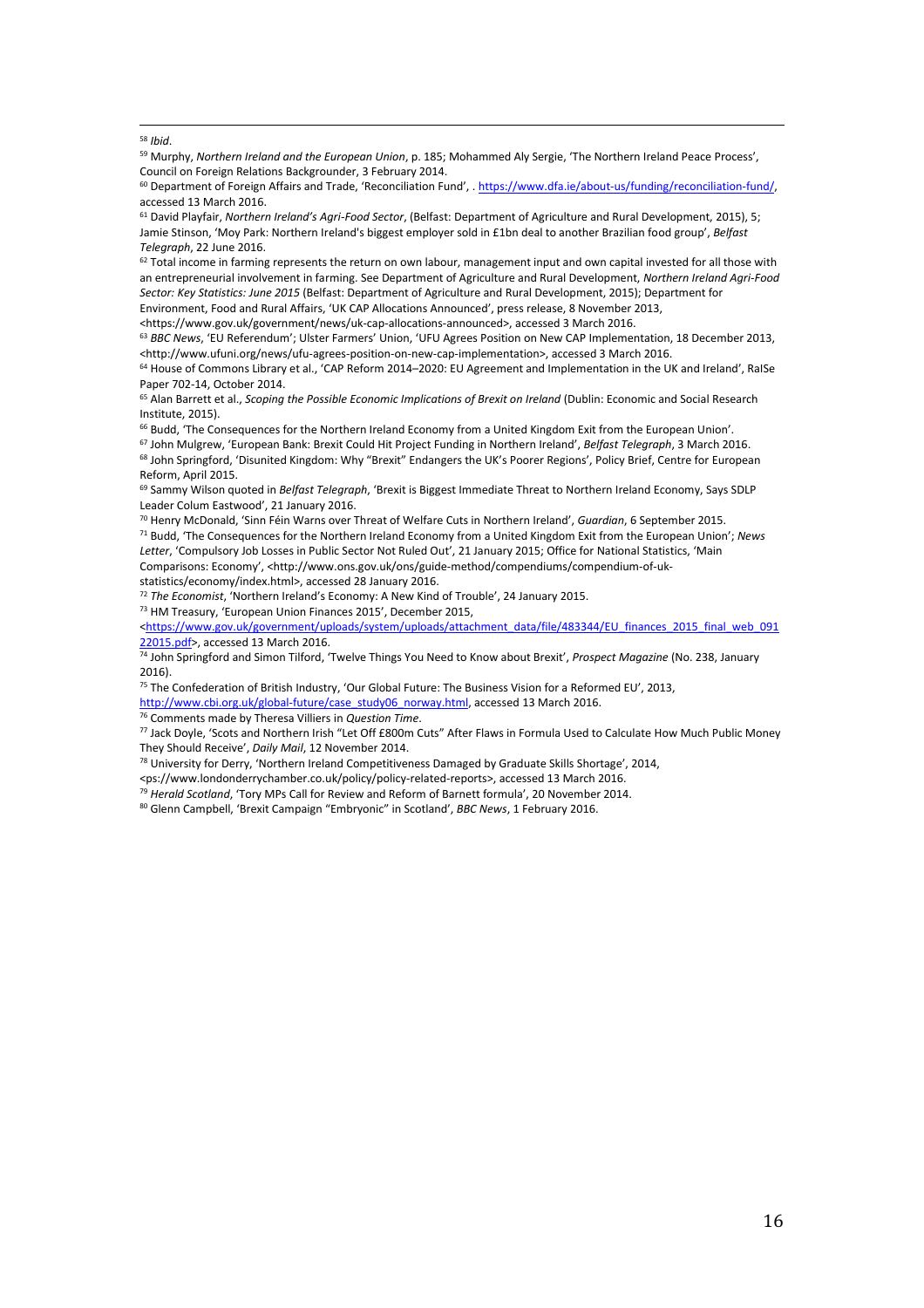[58] *Ibid*.

[59] Murphy, *Northern Ireland and the European Union*, p. 185; Mohammed Aly Sergie, 'The Northern Ireland Peace Process', Council on Foreign Relations Backgrounder, 3 February 2014.

[60] Department of Foreign Affairs and Trade, 'Reconciliation Fund', . https://www.dfa.ie/about-us/funding/reconciliation-fund/, accessed 13 March 2016.

[61] David Playfair, *Northern Ireland's Agri-Food Sector*, (Belfast: Department of Agriculture and Rural Development, 2015), 5; Jamie Stinson, 'Moy Park: Northern Ireland's biggest employer sold in £1bn deal to another Brazilian food group', *Belfast Telegraph*, 22 June 2016.

[62] Total income in farming represents the return on own labour, management input and own capital invested for all those with an entrepreneurial involvement in farming. See Department of Agriculture and Rural Development, *Northern Ireland Agri-Food Sector: Key Statistics: June 2015* (Belfast: Department of Agriculture and Rural Development, 2015); Department for Environment, Food and Rural Affairs, 'UK CAP Allocations Announced', press release, 8 November 2013, <https://www.gov.uk/government/news/uk-cap-allocations-announced>, accessed 3 March 2016.

[63] *BBC News*, 'EU Referendum'; Ulster Farmers' Union, 'UFU Agrees Position on New CAP Implementation, 18 December 2013, <http://www.ufuni.org/news/ufu-agrees-position-on-new-cap-implementation>, accessed 3 March 2016.

[64] House of Commons Library et al., 'CAP Reform 2014–2020: EU Agreement and Implementation in the UK and Ireland', RaISe Paper 702-14, October 2014.

[65] Alan Barrett et al., *Scoping the Possible Economic Implications of Brexit on Ireland* (Dublin: Economic and Social Research Institute, 2015).

[66] Budd, 'The Consequences for the Northern Ireland Economy from a United Kingdom Exit from the European Union'.

[67] John Mulgrew, 'European Bank: Brexit Could Hit Project Funding in Northern Ireland', *Belfast Telegraph*, 3 March 2016.

[68] John Springford, 'Disunited Kingdom: Why "Brexit" Endangers the UK's Poorer Regions', Policy Brief, Centre for European Reform, April 2015.

[69] Sammy Wilson quoted in *Belfast Telegraph*, 'Brexit is Biggest Immediate Threat to Northern Ireland Economy, Says SDLP Leader Colum Eastwood', 21 January 2016.

[70] Henry McDonald, 'Sinn Féin Warns over Threat of Welfare Cuts in Northern Ireland', *Guardian*, 6 September 2015.

[71] Budd, 'The Consequences for the Northern Ireland Economy from a United Kingdom Exit from the European Union'; *News Letter*, 'Compulsory Job Losses in Public Sector Not Ruled Out', 21 January 2015; Office for National Statistics, 'Main Comparisons: Economy', <http://www.ons.gov.uk/ons/guide-method/compendiums/compendium-of-uk-statistics/economy/index.html>, accessed 28 January 2016.

[72] *The Economist*, 'Northern Ireland's Economy: A New Kind of Trouble', 24 January 2015.

[73] HM Treasury, 'European Union Finances 2015', December 2015, <https://www.gov.uk/government/uploads/system/uploads/attachment_data/file/483344/EU_finances_2015_final_web_09122015.pdf>, accessed 13 March 2016.

[74] John Springford and Simon Tilford, 'Twelve Things You Need to Know about Brexit', *Prospect Magazine* (No. 238, January 2016).

[75] The Confederation of British Industry, 'Our Global Future: The Business Vision for a Reformed EU', 2013, http://www.cbi.org.uk/global-future/case_study06_norway.html, accessed 13 March 2016.

[76] Comments made by Theresa Villiers in *Question Time*.

[77] Jack Doyle, 'Scots and Northern Irish "Let Off £800m Cuts" After Flaws in Formula Used to Calculate How Much Public Money They Should Receive', *Daily Mail*, 12 November 2014.

[78] University for Derry, 'Northern Ireland Competitiveness Damaged by Graduate Skills Shortage', 2014, <ps://www.londonderrychamber.co.uk/policy/policy-related-reports>, accessed 13 March 2016.

[79] *Herald Scotland*, 'Tory MPs Call for Review and Reform of Barnett formula', 20 November 2014.

[80] Glenn Campbell, 'Brexit Campaign "Embryonic" in Scotland', *BBC News*, 1 February 2016.